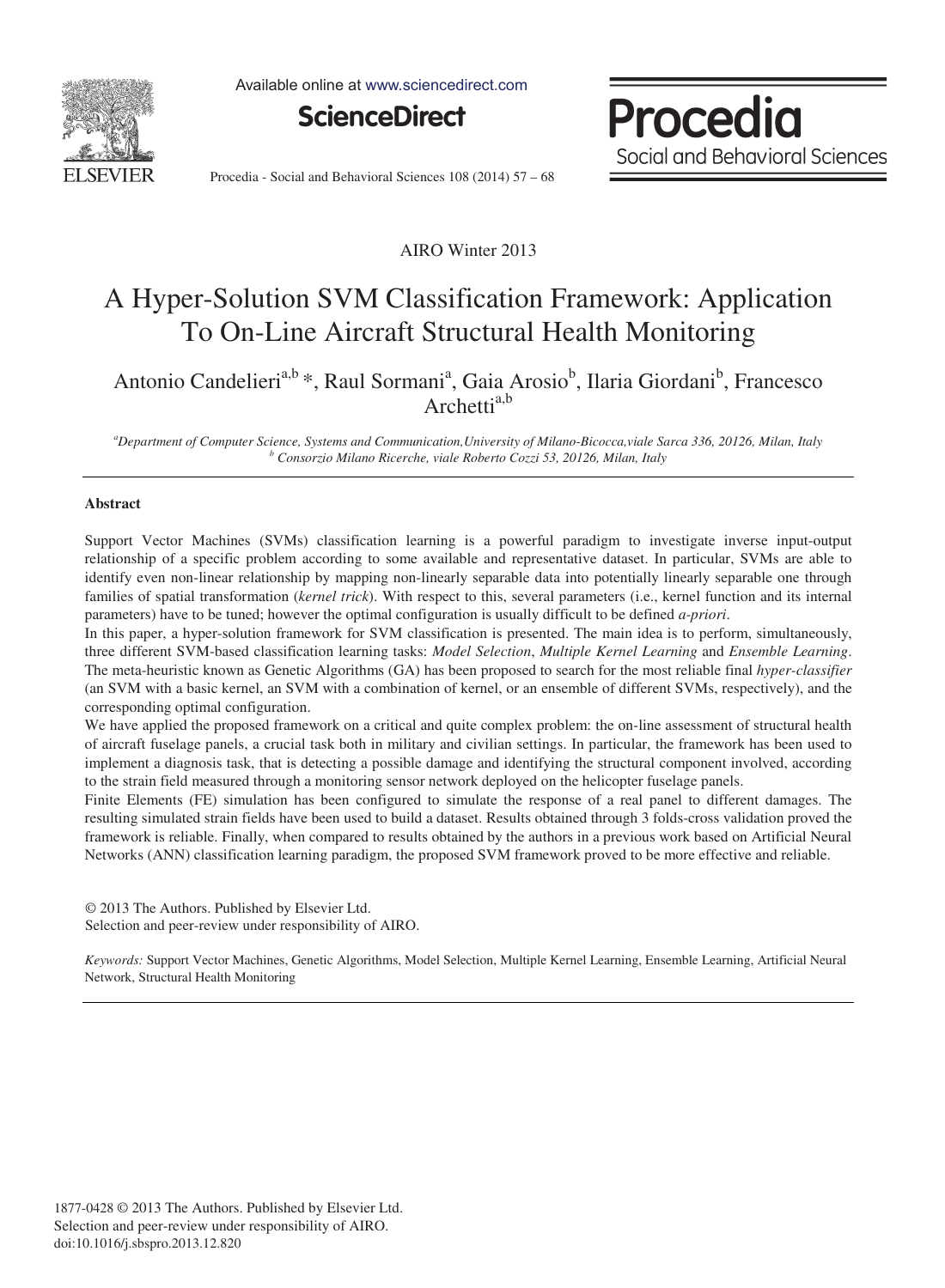AIRO Winter 2013

# A Hyper-Solution SVM Classification Framework: Application To On-Line Aircraft Structural Health Monitoring

Antonio Candelieri[a,b] *, Raul Sormani[a], Gaia Arosio[b], Ilaria Giordani[b], Francesco Archetti[a,b]

[a]*Department of Computer Science, Systems and Communication,University of Milano-Bicocca,viale Sarca 336, 20126, Milan, Italy*
[b] *Consorzio Milano Ricerche, viale Roberto Cozzi 53, 20126, Milan, Italy*

---

### Abstract

Support Vector Machines (SVMs) classification learning is a powerful paradigm to investigate inverse input-output relationship of a specific problem according to some available and representative dataset. In particular, SVMs are able to identify even non-linear relationship by mapping non-linearly separable data into potentially linearly separable one through families of spatial transformation (*kernel trick*). With respect to this, several parameters (i.e., kernel function and its internal parameters) have to be tuned; however the optimal configuration is usually difficult to be defined *a-priori*.

In this paper, a hyper-solution framework for SVM classification is presented. The main idea is to perform, simultaneously, three different SVM-based classification learning tasks: *Model Selection*, *Multiple Kernel Learning* and *Ensemble Learning*. The meta-heuristic known as Genetic Algorithms (GA) has been proposed to search for the most reliable final *hyper-classifier* (an SVM with a basic kernel, an SVM with a combination of kernel, or an ensemble of different SVMs, respectively), and the corresponding optimal configuration.

We have applied the proposed framework on a critical and quite complex problem: the on-line assessment of structural health of aircraft fuselage panels, a crucial task both in military and civilian settings. In particular, the framework has been used to implement a diagnosis task, that is detecting a possible damage and identifying the structural component involved, according to the strain field measured through a monitoring sensor network deployed on the helicopter fuselage panels.

Finite Elements (FE) simulation has been configured to simulate the response of a real panel to different damages. The resulting simulated strain fields have been used to build a dataset. Results obtained through 3 folds-cross validation proved the framework is reliable. Finally, when compared to results obtained by the authors in a previous work based on Artificial Neural Networks (ANN) classification learning paradigm, the proposed SVM framework proved to be more effective and reliable.

© 2013 The Authors. Published by Elsevier Ltd.
Selection and peer-review under responsibility of AIRO.

*Keywords:* Support Vector Machines, Genetic Algorithms, Model Selection, Multiple Kernel Learning, Ensemble Learning, Artificial Neural Network, Structural Health Monitoring

---

1877-0428 © 2013 The Authors. Published by Elsevier Ltd.
Selection and peer-review under responsibility of AIRO.
doi:10.1016/j.sbspro.2013.12.820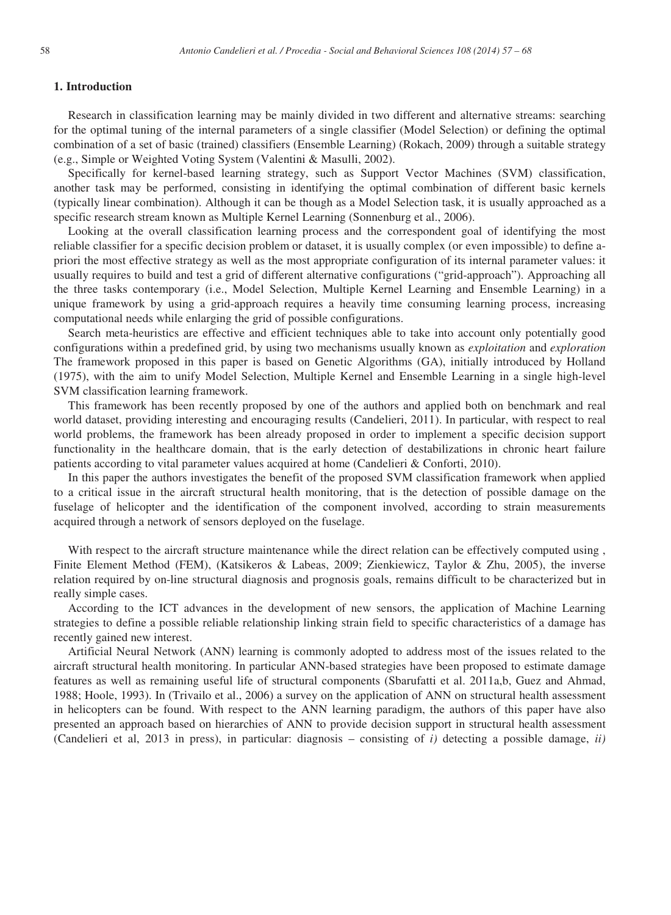## 1. Introduction

Research in classification learning may be mainly divided in two different and alternative streams: searching for the optimal tuning of the internal parameters of a single classifier (Model Selection) or defining the optimal combination of a set of basic (trained) classifiers (Ensemble Learning) (Rokach, 2009) through a suitable strategy (e.g., Simple or Weighted Voting System (Valentini & Masulli, 2002).

Specifically for kernel-based learning strategy, such as Support Vector Machines (SVM) classification, another task may be performed, consisting in identifying the optimal combination of different basic kernels (typically linear combination). Although it can be though as a Model Selection task, it is usually approached as a specific research stream known as Multiple Kernel Learning (Sonnenburg et al., 2006).

Looking at the overall classification learning process and the correspondent goal of identifying the most reliable classifier for a specific decision problem or dataset, it is usually complex (or even impossible) to define a-priori the most effective strategy as well as the most appropriate configuration of its internal parameter values: it usually requires to build and test a grid of different alternative configurations ("grid-approach"). Approaching all the three tasks contemporary (i.e., Model Selection, Multiple Kernel Learning and Ensemble Learning) in a unique framework by using a grid-approach requires a heavily time consuming learning process, increasing computational needs while enlarging the grid of possible configurations.

Search meta-heuristics are effective and efficient techniques able to take into account only potentially good configurations within a predefined grid, by using two mechanisms usually known as *exploitation* and *exploration* The framework proposed in this paper is based on Genetic Algorithms (GA), initially introduced by Holland (1975), with the aim to unify Model Selection, Multiple Kernel and Ensemble Learning in a single high-level SVM classification learning framework.

This framework has been recently proposed by one of the authors and applied both on benchmark and real world dataset, providing interesting and encouraging results (Candelieri, 2011). In particular, with respect to real world problems, the framework has been already proposed in order to implement a specific decision support functionality in the healthcare domain, that is the early detection of destabilizations in chronic heart failure patients according to vital parameter values acquired at home (Candelieri & Conforti, 2010).

In this paper the authors investigates the benefit of the proposed SVM classification framework when applied to a critical issue in the aircraft structural health monitoring, that is the detection of possible damage on the fuselage of helicopter and the identification of the component involved, according to strain measurements acquired through a network of sensors deployed on the fuselage.

With respect to the aircraft structure maintenance while the direct relation can be effectively computed using , Finite Element Method (FEM), (Katsikeros & Labeas, 2009; Zienkiewicz, Taylor & Zhu, 2005), the inverse relation required by on-line structural diagnosis and prognosis goals, remains difficult to be characterized but in really simple cases.

According to the ICT advances in the development of new sensors, the application of Machine Learning strategies to define a possible reliable relationship linking strain field to specific characteristics of a damage has recently gained new interest.

Artificial Neural Network (ANN) learning is commonly adopted to address most of the issues related to the aircraft structural health monitoring. In particular ANN-based strategies have been proposed to estimate damage features as well as remaining useful life of structural components (Sbarufatti et al. 2011a,b, Guez and Ahmad, 1988; Hoole, 1993). In (Trivailo et al., 2006) a survey on the application of ANN on structural health assessment in helicopters can be found. With respect to the ANN learning paradigm, the authors of this paper have also presented an approach based on hierarchies of ANN to provide decision support in structural health assessment (Candelieri et al, 2013 in press), in particular: diagnosis – consisting of *i)* detecting a possible damage, *ii)*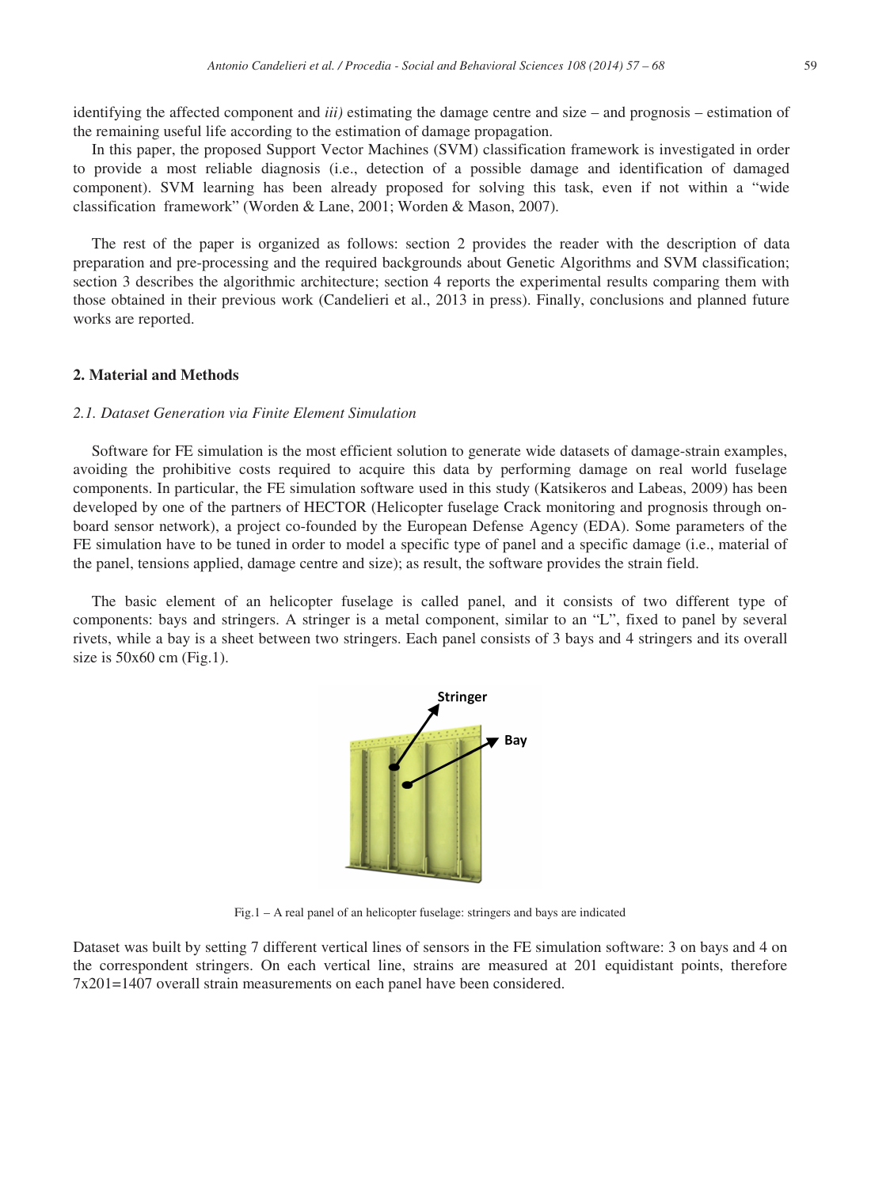identifying the affected component and *iii)* estimating the damage centre and size – and prognosis – estimation of the remaining useful life according to the estimation of damage propagation.

In this paper, the proposed Support Vector Machines (SVM) classification framework is investigated in order to provide a most reliable diagnosis (i.e., detection of a possible damage and identification of damaged component). SVM learning has been already proposed for solving this task, even if not within a "wide classification framework" (Worden & Lane, 2001; Worden & Mason, 2007).

The rest of the paper is organized as follows: section 2 provides the reader with the description of data preparation and pre-processing and the required backgrounds about Genetic Algorithms and SVM classification; section 3 describes the algorithmic architecture; section 4 reports the experimental results comparing them with those obtained in their previous work (Candelieri et al., 2013 in press). Finally, conclusions and planned future works are reported.

## 2. Material and Methods

### *2.1. Dataset Generation via Finite Element Simulation*

Software for FE simulation is the most efficient solution to generate wide datasets of damage-strain examples, avoiding the prohibitive costs required to acquire this data by performing damage on real world fuselage components. In particular, the FE simulation software used in this study (Katsikeros and Labeas, 2009) has been developed by one of the partners of HECTOR (Helicopter fuselage Crack monitoring and prognosis through on-board sensor network), a project co-founded by the European Defense Agency (EDA). Some parameters of the FE simulation have to be tuned in order to model a specific type of panel and a specific damage (i.e., material of the panel, tensions applied, damage centre and size); as result, the software provides the strain field.

The basic element of an helicopter fuselage is called panel, and it consists of two different type of components: bays and stringers. A stringer is a metal component, similar to an "L", fixed to panel by several rivets, while a bay is a sheet between two stringers. Each panel consists of 3 bays and 4 stringers and its overall size is 50x60 cm (Fig.1).

Fig.1 – A real panel of an helicopter fuselage: stringers and bays are indicated

Dataset was built by setting 7 different vertical lines of sensors in the FE simulation software: 3 on bays and 4 on the correspondent stringers. On each vertical line, strains are measured at 201 equidistant points, therefore 7x201=1407 overall strain measurements on each panel have been considered.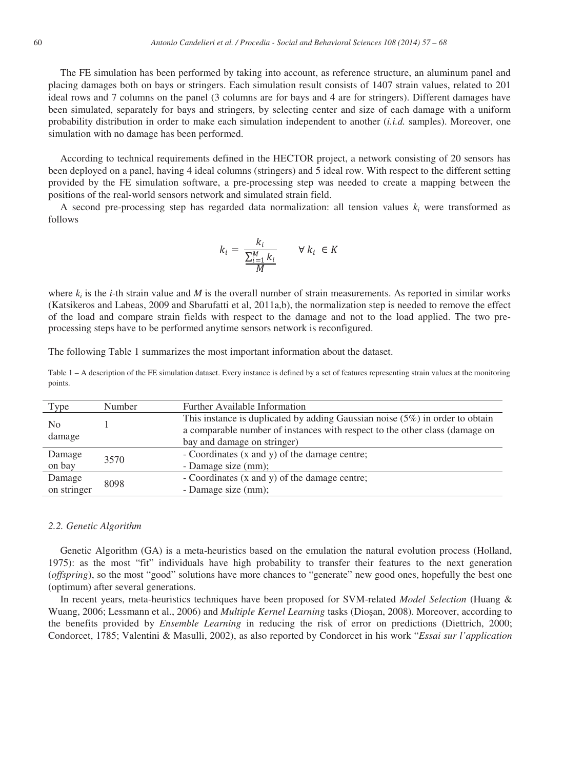The FE simulation has been performed by taking into account, as reference structure, an aluminum panel and placing damages both on bays or stringers. Each simulation result consists of 1407 strain values, related to 201 ideal rows and 7 columns on the panel (3 columns are for bays and 4 are for stringers). Different damages have been simulated, separately for bays and stringers, by selecting center and size of each damage with a uniform probability distribution in order to make each simulation independent to another (*i.i.d.* samples). Moreover, one simulation with no damage has been performed.

According to technical requirements defined in the HECTOR project, a network consisting of 20 sensors has been deployed on a panel, having 4 ideal columns (stringers) and 5 ideal row. With respect to the different setting provided by the FE simulation software, a pre-processing step was needed to create a mapping between the positions of the real-world sensors network and simulated strain field.

A second pre-processing step has regarded data normalization: all tension values $k_i$ were transformed as follows

$$k_i = \frac{k_i}{\frac{\sum_{i=1}^{M} k_i}{M}} \qquad \forall\, k_i \in K$$

where $k_i$ is the $i$-th strain value and $M$ is the overall number of strain measurements. As reported in similar works (Katsikeros and Labeas, 2009 and Sbarufatti et al, 2011a,b), the normalization step is needed to remove the effect of the load and compare strain fields with respect to the damage and not to the load applied. The two pre-processing steps have to be performed anytime sensors network is reconfigured.

The following Table 1 summarizes the most important information about the dataset.

Table 1 – A description of the FE simulation dataset. Every instance is defined by a set of features representing strain values at the monitoring points.

| Type | Number | Further Available Information |
|---|---|---|
| No damage | 1 | This instance is duplicated by adding Gaussian noise (5%) in order to obtain a comparable number of instances with respect to the other class (damage on bay and damage on stringer) |
| Damage on bay | 3570 | - Coordinates (x and y) of the damage centre;<br>- Damage size (mm); |
| Damage on stringer | 8098 | - Coordinates (x and y) of the damage centre;<br>- Damage size (mm); |

### 2.2. Genetic Algorithm

Genetic Algorithm (GA) is a meta-heuristics based on the emulation the natural evolution process (Holland, 1975): as the most "fit" individuals have high probability to transfer their features to the next generation (*offspring*), so the most "good" solutions have more chances to "generate" new good ones, hopefully the best one (optimum) after several generations.

In recent years, meta-heuristics techniques have been proposed for SVM-related *Model Selection* (Huang & Wuang, 2006; Lessmann et al., 2006) and *Multiple Kernel Learning* tasks (Dioşan, 2008). Moreover, according to the benefits provided by *Ensemble Learning* in reducing the risk of error on predictions (Diettrich, 2000; Condorcet, 1785; Valentini & Masulli, 2002), as also reported by Condorcet in his work "*Essai sur l'application*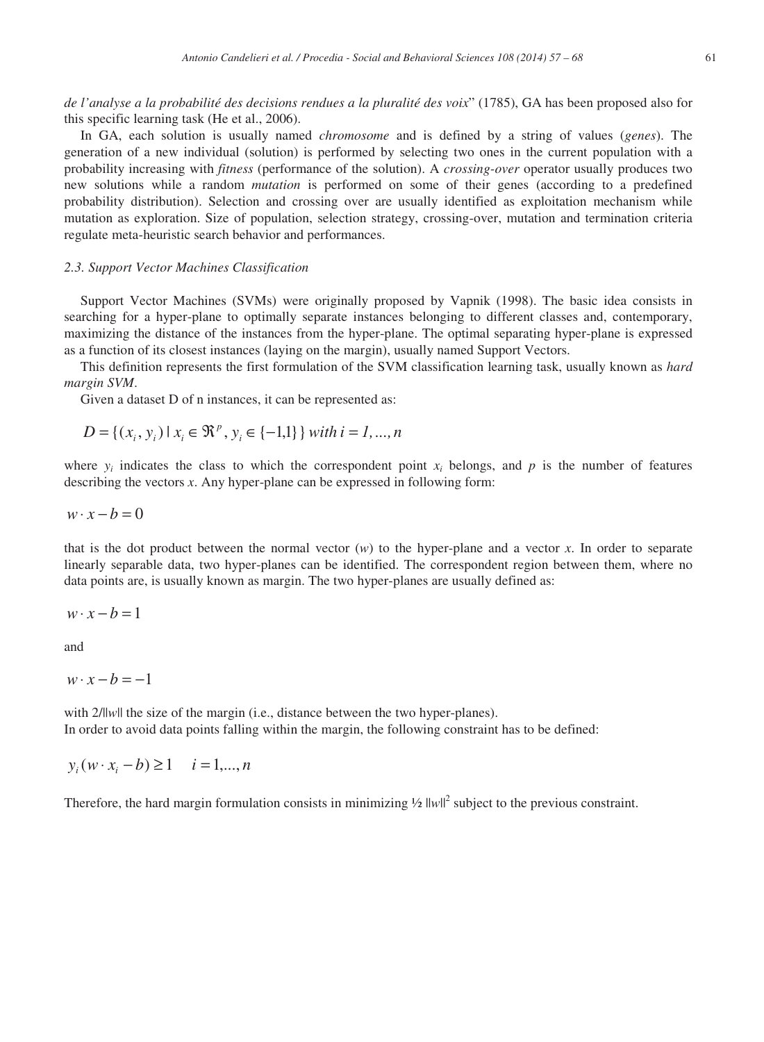*de l'analyse a la probabilité des decisions rendues a la pluralité des voix*" (1785), GA has been proposed also for this specific learning task (He et al., 2006).

In GA, each solution is usually named *chromosome* and is defined by a string of values (*genes*). The generation of a new individual (solution) is performed by selecting two ones in the current population with a probability increasing with *fitness* (performance of the solution). A *crossing-over* operator usually produces two new solutions while a random *mutation* is performed on some of their genes (according to a predefined probability distribution). Selection and crossing over are usually identified as exploitation mechanism while mutation as exploration. Size of population, selection strategy, crossing-over, mutation and termination criteria regulate meta-heuristic search behavior and performances.

### 2.3. Support Vector Machines Classification

Support Vector Machines (SVMs) were originally proposed by Vapnik (1998). The basic idea consists in searching for a hyper-plane to optimally separate instances belonging to different classes and, contemporary, maximizing the distance of the instances from the hyper-plane. The optimal separating hyper-plane is expressed as a function of its closest instances (laying on the margin), usually named Support Vectors.

This definition represents the first formulation of the SVM classification learning task, usually known as *hard margin SVM*.

Given a dataset D of n instances, it can be represented as:

$$D = \{(x_i, y_i) \mid x_i \in \Re^p, y_i \in \{-1,1\}\} \; with \; i = 1, ..., n$$

where $y_i$ indicates the class to which the correspondent point $x_i$ belongs, and $p$ is the number of features describing the vectors $x$. Any hyper-plane can be expressed in following form:

$$w \cdot x - b = 0$$

that is the dot product between the normal vector ($w$) to the hyper-plane and a vector $x$. In order to separate linearly separable data, two hyper-planes can be identified. The correspondent region between them, where no data points are, is usually known as margin. The two hyper-planes are usually defined as:

$$w \cdot x - b = 1$$

and

$$w \cdot x - b = -1$$

with $2/\|w\|$ the size of the margin (i.e., distance between the two hyper-planes).
In order to avoid data points falling within the margin, the following constraint has to be defined:

$$y_i(w \cdot x_i - b) \geq 1 \quad i = 1, ..., n$$

Therefore, the hard margin formulation consists in minimizing $\frac{1}{2}\|w\|^2$ subject to the previous constraint.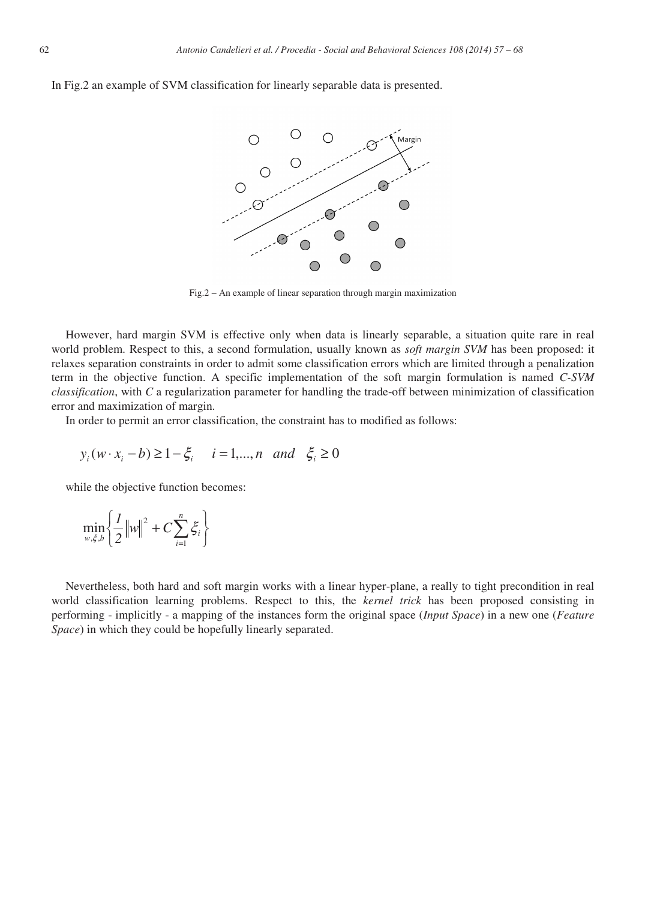In Fig.2 an example of SVM classification for linearly separable data is presented.

Fig.2 – An example of linear separation through margin maximization

However, hard margin SVM is effective only when data is linearly separable, a situation quite rare in real world problem. Respect to this, a second formulation, usually known as *soft margin SVM* has been proposed: it relaxes separation constraints in order to admit some classification errors which are limited through a penalization term in the objective function. A specific implementation of the soft margin formulation is named *C-SVM classification*, with *C* a regularization parameter for handling the trade-off between minimization of classification error and maximization of margin.

In order to permit an error classification, the constraint has to modified as follows:

$$y_i(w \cdot x_i - b) \geq 1 - \xi_i \quad i = 1,...,n \quad and \quad \xi_i \geq 0$$

while the objective function becomes:

$$\min_{w,\xi,b} \left\{ \frac{1}{2} \|w\|^2 + C \sum_{i=1}^{n} \xi_i \right\}$$

Nevertheless, both hard and soft margin works with a linear hyper-plane, a really to tight precondition in real world classification learning problems. Respect to this, the *kernel trick* has been proposed consisting in performing - implicitly - a mapping of the instances form the original space (*Input Space*) in a new one (*Feature Space*) in which they could be hopefully linearly separated.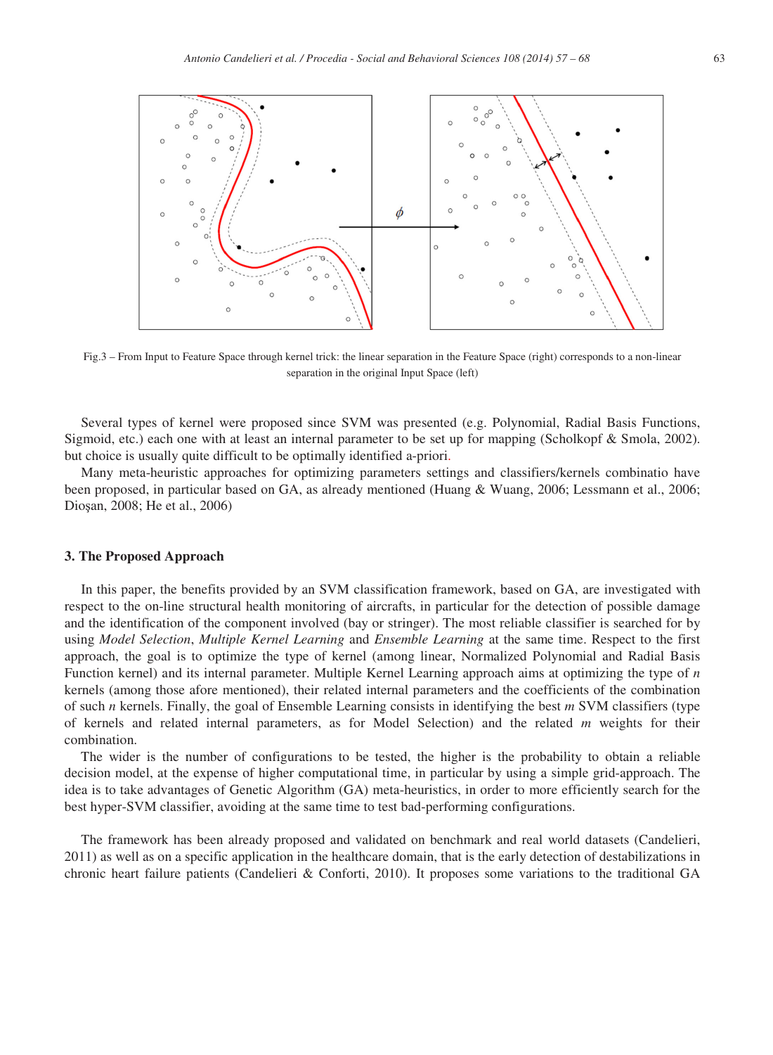$\phi$

Fig.3 – From Input to Feature Space through kernel trick: the linear separation in the Feature Space (right) corresponds to a non-linear separation in the original Input Space (left)

Several types of kernel were proposed since SVM was presented (e.g. Polynomial, Radial Basis Functions, Sigmoid, etc.) each one with at least an internal parameter to be set up for mapping (Scholkopf & Smola, 2002). but choice is usually quite difficult to be optimally identified a-priori.

Many meta-heuristic approaches for optimizing parameters settings and classifiers/kernels combinatio have been proposed, in particular based on GA, as already mentioned (Huang & Wuang, 2006; Lessmann et al., 2006; Dioşan, 2008; He et al., 2006)

## 3. The Proposed Approach

In this paper, the benefits provided by an SVM classification framework, based on GA, are investigated with respect to the on-line structural health monitoring of aircrafts, in particular for the detection of possible damage and the identification of the component involved (bay or stringer). The most reliable classifier is searched for by using *Model Selection*, *Multiple Kernel Learning* and *Ensemble Learning* at the same time. Respect to the first approach, the goal is to optimize the type of kernel (among linear, Normalized Polynomial and Radial Basis Function kernel) and its internal parameter. Multiple Kernel Learning approach aims at optimizing the type of $n$ kernels (among those afore mentioned), their related internal parameters and the coefficients of the combination of such $n$ kernels. Finally, the goal of Ensemble Learning consists in identifying the best $m$ SVM classifiers (type of kernels and related internal parameters, as for Model Selection) and the related $m$ weights for their combination.

The wider is the number of configurations to be tested, the higher is the probability to obtain a reliable decision model, at the expense of higher computational time, in particular by using a simple grid-approach. The idea is to take advantages of Genetic Algorithm (GA) meta-heuristics, in order to more efficiently search for the best hyper-SVM classifier, avoiding at the same time to test bad-performing configurations.

The framework has been already proposed and validated on benchmark and real world datasets (Candelieri, 2011) as well as on a specific application in the healthcare domain, that is the early detection of destabilizations in chronic heart failure patients (Candelieri & Conforti, 2010). It proposes some variations to the traditional GA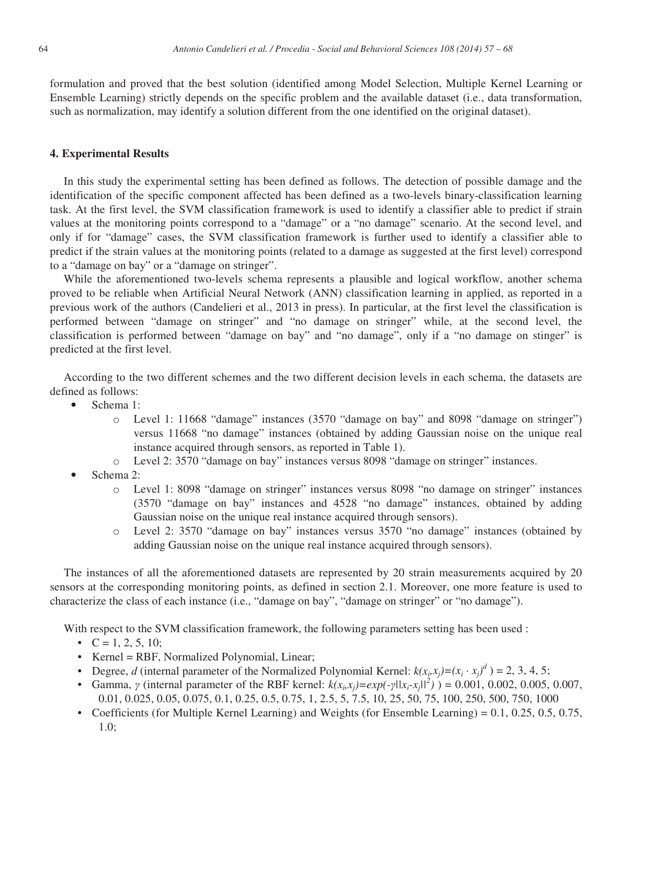formulation and proved that the best solution (identified among Model Selection, Multiple Kernel Learning or Ensemble Learning) strictly depends on the specific problem and the available dataset (i.e., data transformation, such as normalization, may identify a solution different from the one identified on the original dataset).

## 4. Experimental Results

In this study the experimental setting has been defined as follows. The detection of possible damage and the identification of the specific component affected has been defined as a two-levels binary-classification learning task. At the first level, the SVM classification framework is used to identify a classifier able to predict if strain values at the monitoring points correspond to a "damage" or a "no damage" scenario. At the second level, and only if for "damage" cases, the SVM classification framework is further used to identify a classifier able to predict if the strain values at the monitoring points (related to a damage as suggested at the first level) correspond to a "damage on bay" or a "damage on stringer".

While the aforementioned two-levels schema represents a plausible and logical workflow, another schema proved to be reliable when Artificial Neural Network (ANN) classification learning in applied, as reported in a previous work of the authors (Candelieri et al., 2013 in press). In particular, at the first level the classification is performed between "damage on stringer" and "no damage on stringer" while, at the second level, the classification is performed between "damage on bay" and "no damage", only if a "no damage on stinger" is predicted at the first level.

According to the two different schemes and the two different decision levels in each schema, the datasets are defined as follows:

- Schema 1:
  - Level 1: 11668 "damage" instances (3570 "damage on bay" and 8098 "damage on stringer") versus 11668 "no damage" instances (obtained by adding Gaussian noise on the unique real instance acquired through sensors, as reported in Table 1).
  - Level 2: 3570 "damage on bay" instances versus 8098 "damage on stringer" instances.
- Schema 2:
  - Level 1: 8098 "damage on stringer" instances versus 8098 "no damage on stringer" instances (3570 "damage on bay" instances and 4528 "no damage" instances, obtained by adding Gaussian noise on the unique real instance acquired through sensors).
  - Level 2: 3570 "damage on bay" instances versus 3570 "no damage" instances (obtained by adding Gaussian noise on the unique real instance acquired through sensors).

The instances of all the aforementioned datasets are represented by 20 strain measurements acquired by 20 sensors at the corresponding monitoring points, as defined in section 2.1. Moreover, one more feature is used to characterize the class of each instance (i.e., "damage on bay", "damage on stringer" or "no damage").

With respect to the SVM classification framework, the following parameters setting has been used :

- C = 1, 2, 5, 10;
- Kernel = RBF, Normalized Polynomial, Linear;
- Degree, *d* (internal parameter of the Normalized Polynomial Kernel: $k(x_i,x_j)=(x_i \cdot x_j)^d$ ) = 2, 3, 4, 5;
- Gamma, $\gamma$ (internal parameter of the RBF kernel: $k(x_i,x_j)=exp(-\gamma||x_i-x_j||^2)$ ) = 0.001, 0.002, 0.005, 0.007, 0.01, 0.025, 0.05, 0.075, 0.1, 0.25, 0.5, 0.75, 1, 2.5, 5, 7.5, 10, 25, 50, 75, 100, 250, 500, 750, 1000
- Coefficients (for Multiple Kernel Learning) and Weights (for Ensemble Learning) = 0.1, 0.25, 0.5, 0.75, 1.0;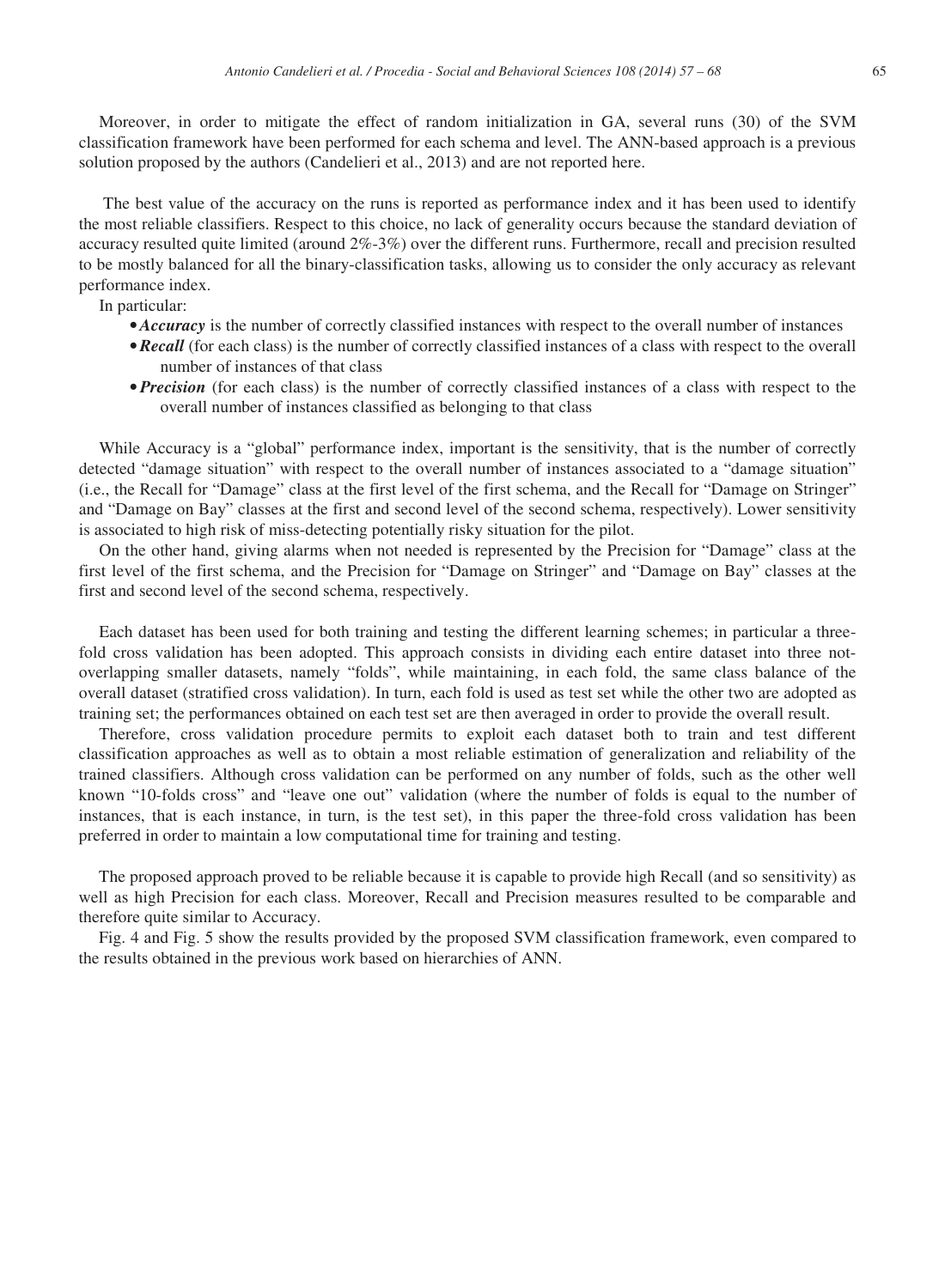Moreover, in order to mitigate the effect of random initialization in GA, several runs (30) of the SVM classification framework have been performed for each schema and level. The ANN-based approach is a previous solution proposed by the authors (Candelieri et al., 2013) and are not reported here.

The best value of the accuracy on the runs is reported as performance index and it has been used to identify the most reliable classifiers. Respect to this choice, no lack of generality occurs because the standard deviation of accuracy resulted quite limited (around 2%-3%) over the different runs. Furthermore, recall and precision resulted to be mostly balanced for all the binary-classification tasks, allowing us to consider the only accuracy as relevant performance index.

In particular:

- ***Accuracy*** is the number of correctly classified instances with respect to the overall number of instances
- ***Recall*** (for each class) is the number of correctly classified instances of a class with respect to the overall number of instances of that class
- ***Precision*** (for each class) is the number of correctly classified instances of a class with respect to the overall number of instances classified as belonging to that class

While Accuracy is a "global" performance index, important is the sensitivity, that is the number of correctly detected "damage situation" with respect to the overall number of instances associated to a "damage situation" (i.e., the Recall for "Damage" class at the first level of the first schema, and the Recall for "Damage on Stringer" and "Damage on Bay" classes at the first and second level of the second schema, respectively). Lower sensitivity is associated to high risk of miss-detecting potentially risky situation for the pilot.

On the other hand, giving alarms when not needed is represented by the Precision for "Damage" class at the first level of the first schema, and the Precision for "Damage on Stringer" and "Damage on Bay" classes at the first and second level of the second schema, respectively.

Each dataset has been used for both training and testing the different learning schemes; in particular a three-fold cross validation has been adopted. This approach consists in dividing each entire dataset into three not-overlapping smaller datasets, namely "folds", while maintaining, in each fold, the same class balance of the overall dataset (stratified cross validation). In turn, each fold is used as test set while the other two are adopted as training set; the performances obtained on each test set are then averaged in order to provide the overall result.

Therefore, cross validation procedure permits to exploit each dataset both to train and test different classification approaches as well as to obtain a most reliable estimation of generalization and reliability of the trained classifiers. Although cross validation can be performed on any number of folds, such as the other well known "10-folds cross" and "leave one out" validation (where the number of folds is equal to the number of instances, that is each instance, in turn, is the test set), in this paper the three-fold cross validation has been preferred in order to maintain a low computational time for training and testing.

The proposed approach proved to be reliable because it is capable to provide high Recall (and so sensitivity) as well as high Precision for each class. Moreover, Recall and Precision measures resulted to be comparable and therefore quite similar to Accuracy.

Fig. 4 and Fig. 5 show the results provided by the proposed SVM classification framework, even compared to the results obtained in the previous work based on hierarchies of ANN.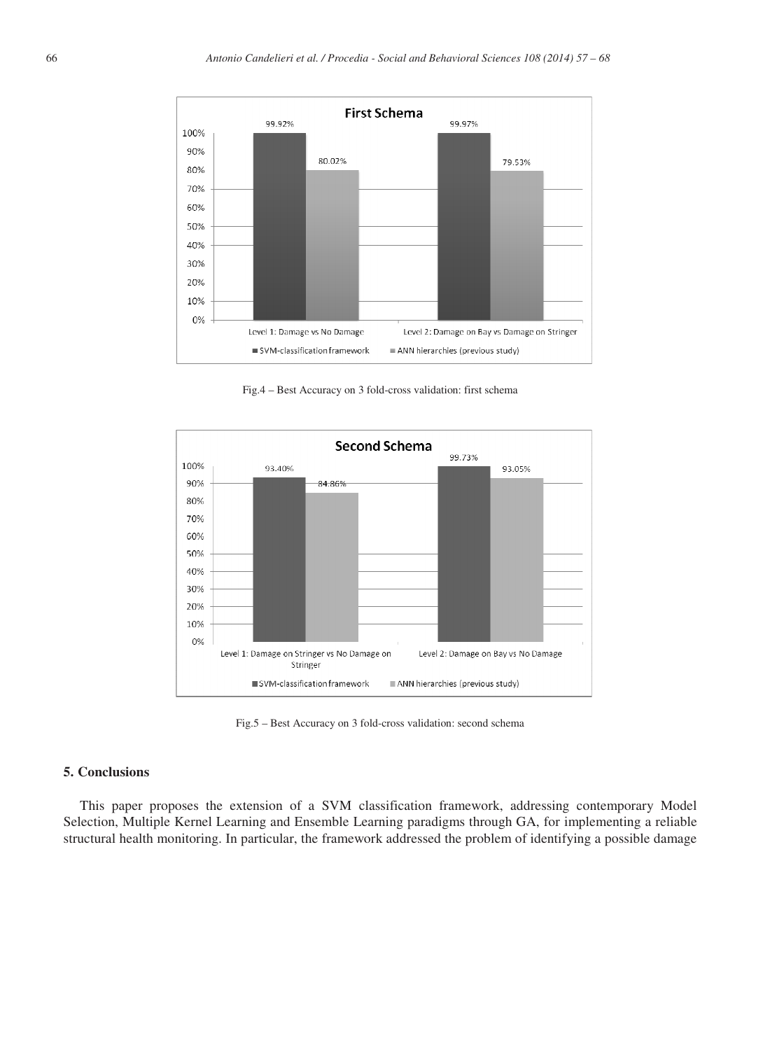Fig.4 – Best Accuracy on 3 fold-cross validation: first schema

Fig.5 – Best Accuracy on 3 fold-cross validation: second schema

## 5. Conclusions

This paper proposes the extension of a SVM classification framework, addressing contemporary Model Selection, Multiple Kernel Learning and Ensemble Learning paradigms through GA, for implementing a reliable structural health monitoring. In particular, the framework addressed the problem of identifying a possible damage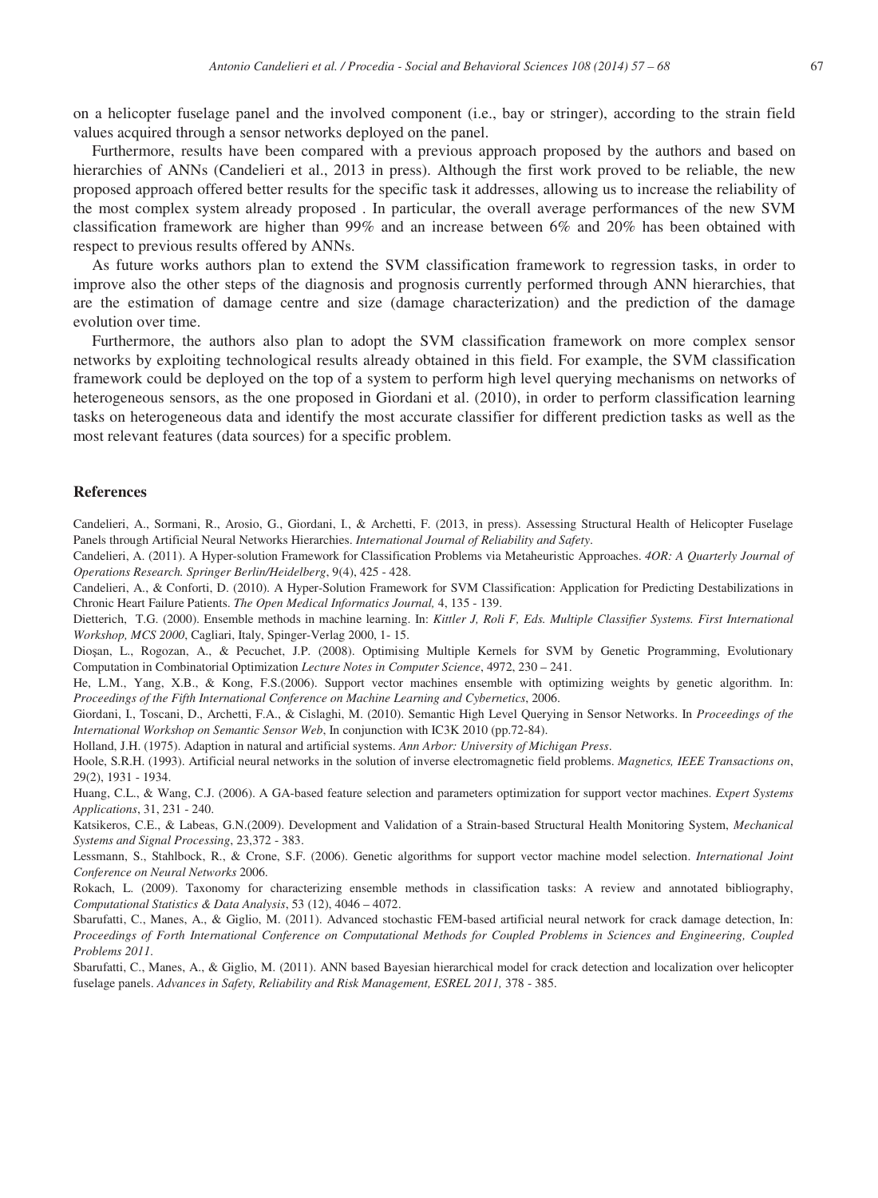on a helicopter fuselage panel and the involved component (i.e., bay or stringer), according to the strain field values acquired through a sensor networks deployed on the panel.

Furthermore, results have been compared with a previous approach proposed by the authors and based on hierarchies of ANNs (Candelieri et al., 2013 in press). Although the first work proved to be reliable, the new proposed approach offered better results for the specific task it addresses, allowing us to increase the reliability of the most complex system already proposed . In particular, the overall average performances of the new SVM classification framework are higher than 99% and an increase between 6% and 20% has been obtained with respect to previous results offered by ANNs.

As future works authors plan to extend the SVM classification framework to regression tasks, in order to improve also the other steps of the diagnosis and prognosis currently performed through ANN hierarchies, that are the estimation of damage centre and size (damage characterization) and the prediction of the damage evolution over time.

Furthermore, the authors also plan to adopt the SVM classification framework on more complex sensor networks by exploiting technological results already obtained in this field. For example, the SVM classification framework could be deployed on the top of a system to perform high level querying mechanisms on networks of heterogeneous sensors, as the one proposed in Giordani et al. (2010), in order to perform classification learning tasks on heterogeneous data and identify the most accurate classifier for different prediction tasks as well as the most relevant features (data sources) for a specific problem.

## References

Candelieri, A., Sormani, R., Arosio, G., Giordani, I., & Archetti, F. (2013, in press). Assessing Structural Health of Helicopter Fuselage Panels through Artificial Neural Networks Hierarchies. *International Journal of Reliability and Safety*.

Candelieri, A. (2011). A Hyper-solution Framework for Classification Problems via Metaheuristic Approaches. *4OR: A Quarterly Journal of Operations Research. Springer Berlin/Heidelberg*, 9(4), 425 - 428.

Candelieri, A., & Conforti, D. (2010). A Hyper-Solution Framework for SVM Classification: Application for Predicting Destabilizations in Chronic Heart Failure Patients. *The Open Medical Informatics Journal,* 4, 135 - 139.

Dietterich, T.G. (2000). Ensemble methods in machine learning. In: *Kittler J, Roli F, Eds. Multiple Classifier Systems. First International Workshop, MCS 2000*, Cagliari, Italy, Spinger-Verlag 2000, 1- 15.

Dioşan, L., Rogozan, A., & Pecuchet, J.P. (2008). Optimising Multiple Kernels for SVM by Genetic Programming, Evolutionary Computation in Combinatorial Optimization *Lecture Notes in Computer Science*, 4972, 230 – 241.

He, L.M., Yang, X.B., & Kong, F.S.(2006). Support vector machines ensemble with optimizing weights by genetic algorithm. In: *Proceedings of the Fifth International Conference on Machine Learning and Cybernetics*, 2006.

Giordani, I., Toscani, D., Archetti, F.A., & Cislaghi, M. (2010). Semantic High Level Querying in Sensor Networks. In *Proceedings of the International Workshop on Semantic Sensor Web*, In conjunction with IC3K 2010 (pp.72-84).

Holland, J.H. (1975). Adaption in natural and artificial systems. *Ann Arbor: University of Michigan Press*.

Hoole, S.R.H. (1993). Artificial neural networks in the solution of inverse electromagnetic field problems. *Magnetics, IEEE Transactions on*, 29(2), 1931 - 1934.

Huang, C.L., & Wang, C.J. (2006). A GA-based feature selection and parameters optimization for support vector machines. *Expert Systems Applications*, 31, 231 - 240.

Katsikeros, C.E., & Labeas, G.N.(2009). Development and Validation of a Strain-based Structural Health Monitoring System, *Mechanical Systems and Signal Processing*, 23,372 - 383.

Lessmann, S., Stahlbock, R., & Crone, S.F. (2006). Genetic algorithms for support vector machine model selection. *International Joint Conference on Neural Networks* 2006.

Rokach, L. (2009). Taxonomy for characterizing ensemble methods in classification tasks: A review and annotated bibliography, *Computational Statistics & Data Analysis*, 53 (12), 4046 – 4072.

Sbarufatti, C., Manes, A., & Giglio, M. (2011). Advanced stochastic FEM-based artificial neural network for crack damage detection, In: *Proceedings of Forth International Conference on Computational Methods for Coupled Problems in Sciences and Engineering, Coupled Problems 2011*.

Sbarufatti, C., Manes, A., & Giglio, M. (2011). ANN based Bayesian hierarchical model for crack detection and localization over helicopter fuselage panels. *Advances in Safety, Reliability and Risk Management, ESREL 2011,* 378 - 385.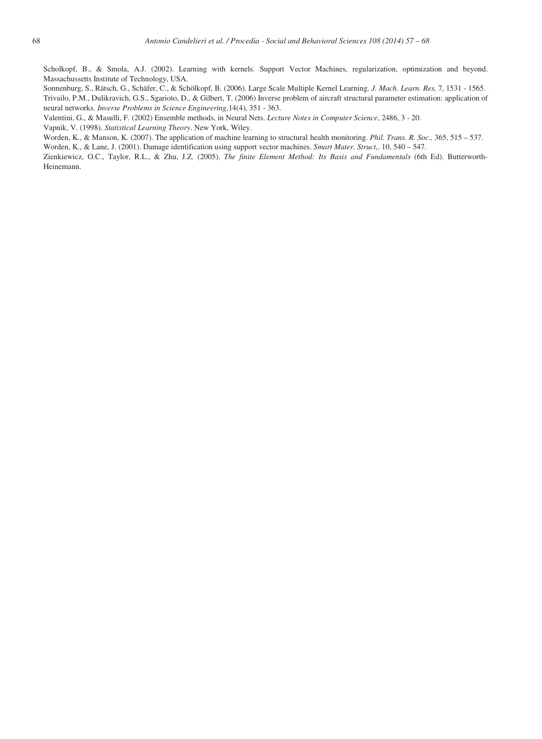Scholkopf, B., & Smola, A.J. (2002). Learning with kernels. Support Vector Machines, regularization, optimization and beyond. Massachussetts Institute of Technology, USA.

Sonnenburg, S., Rätsch, G., Schäfer, C., & Schölkopf, B. (2006). Large Scale Multiple Kernel Learning. *J. Mach. Learn. Res,* 7, 1531 - 1565.

Trivailo, P.M., Dulikravich, G.S., Sgarioto, D., & Gilbert, T. (2006) Inverse problem of aircraft structural parameter estimation: application of neural networks. *Inverse Problems in Science Engineering*,14(4), 351 - 363.

Valentini, G., & Masulli, F. (2002) Ensemble methods, in Neural Nets. *Lecture Notes in Computer Science*, 2486, 3 - 20.

Vapnik, V. (1998). *Statistical Learning Theory*. New York, Wiley.

Worden, K., & Manson, K. (2007). The application of machine learning to structural health monitoring. *Phil. Trans. R. Soc.,* 365, 515 – 537.

Worden, K., & Lane, J. (2001). Damage identification using support vector machines. *Smart Mater. Struct*,. 10, 540 – 547.

Zienkiewicz, O.C., Taylor, R.L., & Zhu, J.Z. (2005). *The finite Element Method: Its Basis and Fundamentals* (6th Ed). Butterworth-Heinemann.